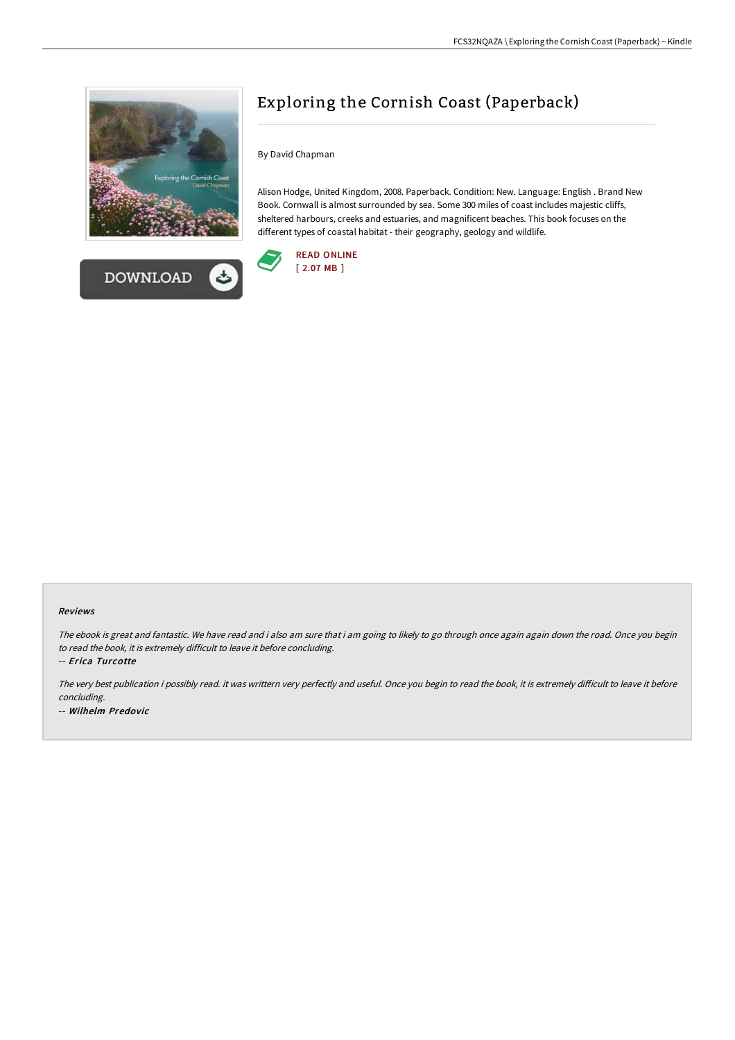# Exploring the Cornish Coast (Paperback)

By David Chapman

Alison Hodge, United Kingdom, 2008. Paperback. Condition: New. Language: English . Brand New Book. Cornwall is almost surrounded by sea. Some 300 miles of coast includes majestic cliffs, sheltered harbours, creeks and estuaries, and magnificent beaches. This book focuses on the different types of coastal habitat - their geography, geology and wildlife.

READ ONLINE
[ 2.07 MB ]

DOWNLOAD

### Reviews

*The ebook is great and fantastic. We have read and i also am sure that i am going to likely to go through once again again down the road. Once you begin to read the book, it is extremely difficult to leave it before concluding.*

-- ***Erica Turcotte***

*The very best publication i possibly read. it was writtern very perfectly and useful. Once you begin to read the book, it is extremely difficult to leave it before concluding.*

-- ***Wilhelm Predovic***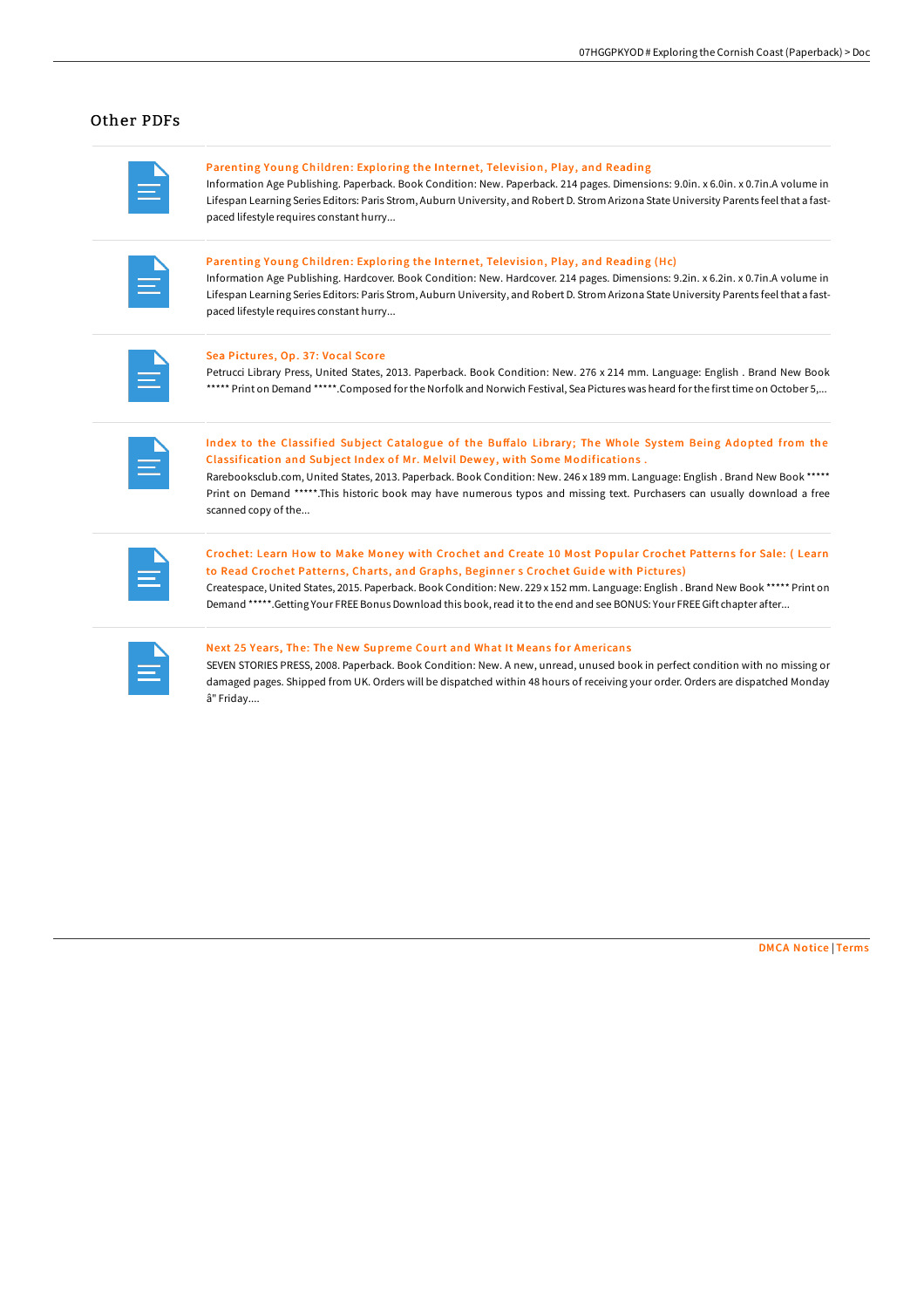## Other PDFs

### Parenting Young Children: Exploring the Internet, Television, Play, and Reading

Information Age Publishing. Paperback. Book Condition: New. Paperback. 214 pages. Dimensions: 9.0in. x 6.0in. x 0.7in.A volume in Lifespan Learning Series Editors: Paris Strom, Auburn University, and Robert D. Strom Arizona State University Parents feel that a fast-paced lifestyle requires constant hurry...

### Parenting Young Children: Exploring the Internet, Television, Play, and Reading (Hc)

Information Age Publishing. Hardcover. Book Condition: New. Hardcover. 214 pages. Dimensions: 9.2in. x 6.2in. x 0.7in.A volume in Lifespan Learning Series Editors: Paris Strom, Auburn University, and Robert D. Strom Arizona State University Parents feel that a fast-paced lifestyle requires constant hurry...

### Sea Pictures, Op. 37: Vocal Score

Petrucci Library Press, United States, 2013. Paperback. Book Condition: New. 276 x 214 mm. Language: English . Brand New Book ***** Print on Demand *****.Composed for the Norfolk and Norwich Festival, Sea Pictures was heard for the first time on October 5,...

### Index to the Classified Subject Catalogue of the Buffalo Library; The Whole System Being Adopted from the Classification and Subject Index of Mr. Melvil Dewey, with Some Modifications .

Rarebooksclub.com, United States, 2013. Paperback. Book Condition: New. 246 x 189 mm. Language: English . Brand New Book ***** Print on Demand *****.This historic book may have numerous typos and missing text. Purchasers can usually download a free scanned copy of the...

### Crochet: Learn How to Make Money with Crochet and Create 10 Most Popular Crochet Patterns for Sale: ( Learn to Read Crochet Patterns, Charts, and Graphs, Beginner s Crochet Guide with Pictures)

Createspace, United States, 2015. Paperback. Book Condition: New. 229 x 152 mm. Language: English . Brand New Book ***** Print on Demand *****.Getting Your FREE Bonus Download this book, read it to the end and see BONUS: Your FREE Gift chapter after...

### Next 25 Years, The: The New Supreme Court and What It Means for Americans

SEVEN STORIES PRESS, 2008. Paperback. Book Condition: New. A new, unread, unused book in perfect condition with no missing or damaged pages. Shipped from UK. Orders will be dispatched within 48 hours of receiving your order. Orders are dispatched Monday â" Friday....

DMCA Notice | Terms